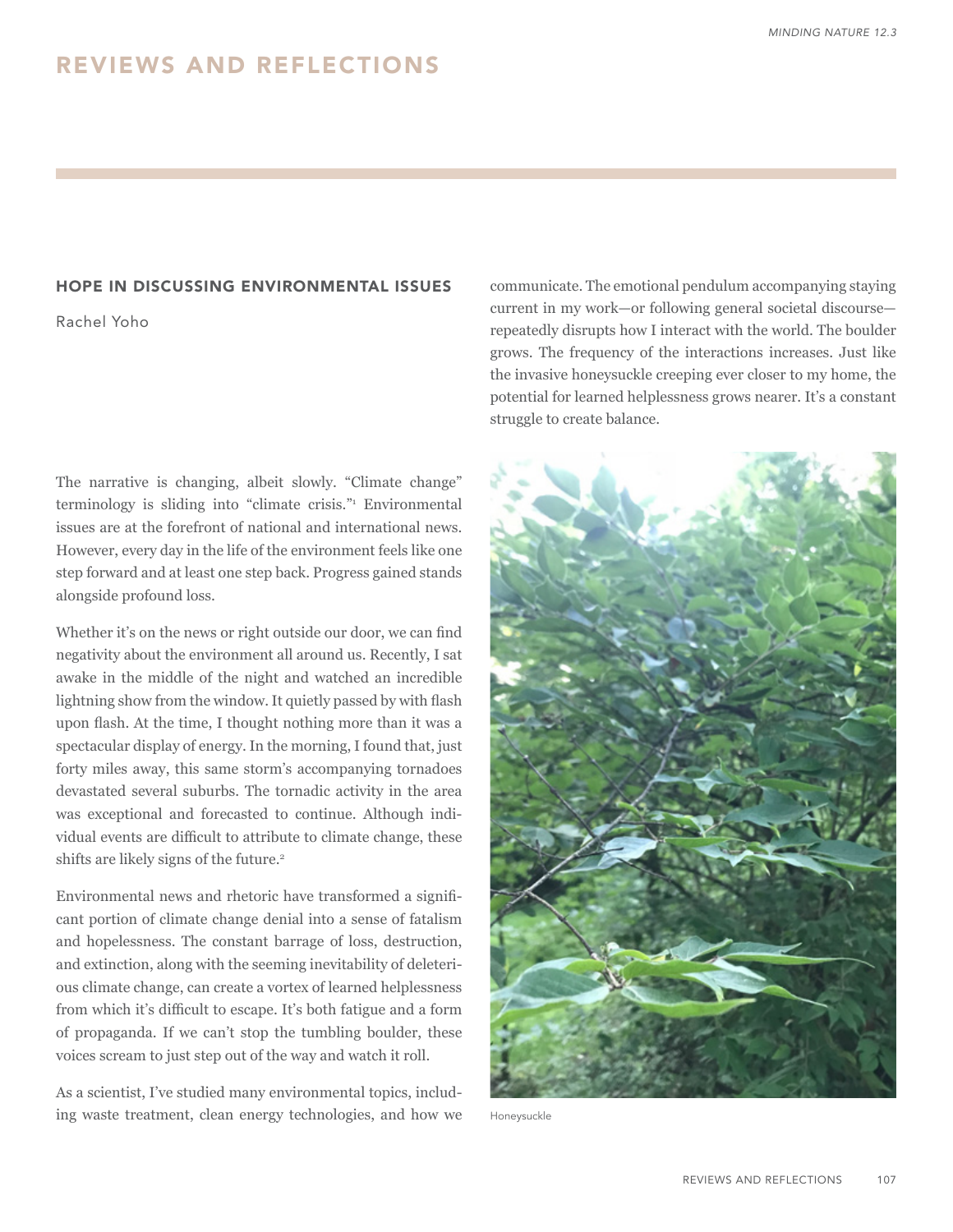## REVIEWS AND REFLECTIONS

### HOPE IN DISCUSSING ENVIRONMENTAL ISSUES

Rachel Yoho

The narrative is changing, albeit slowly. "Climate change" terminology is sliding into "climate crisis."[1] Environmental issues are at the forefront of national and international news. However, every day in the life of the environment feels like one step forward and at least one step back. Progress gained stands alongside profound loss.

Whether it's on the news or right outside our door, we can find negativity about the environment all around us. Recently, I sat awake in the middle of the night and watched an incredible lightning show from the window. It quietly passed by with flash upon flash. At the time, I thought nothing more than it was a spectacular display of energy. In the morning, I found that, just forty miles away, this same storm's accompanying tornadoes devastated several suburbs. The tornadic activity in the area was exceptional and forecasted to continue. Although individual events are difficult to attribute to climate change, these shifts are likely signs of the future.[2]

Environmental news and rhetoric have transformed a significant portion of climate change denial into a sense of fatalism and hopelessness. The constant barrage of loss, destruction, and extinction, along with the seeming inevitability of deleterious climate change, can create a vortex of learned helplessness from which it's difficult to escape. It's both fatigue and a form of propaganda. If we can't stop the tumbling boulder, these voices scream to just step out of the way and watch it roll.

As a scientist, I've studied many environmental topics, including waste treatment, clean energy technologies, and how we communicate. The emotional pendulum accompanying staying current in my work—or following general societal discourse—repeatedly disrupts how I interact with the world. The boulder grows. The frequency of the interactions increases. Just like the invasive honeysuckle creeping ever closer to my home, the potential for learned helplessness grows nearer. It's a constant struggle to create balance.

Honeysuckle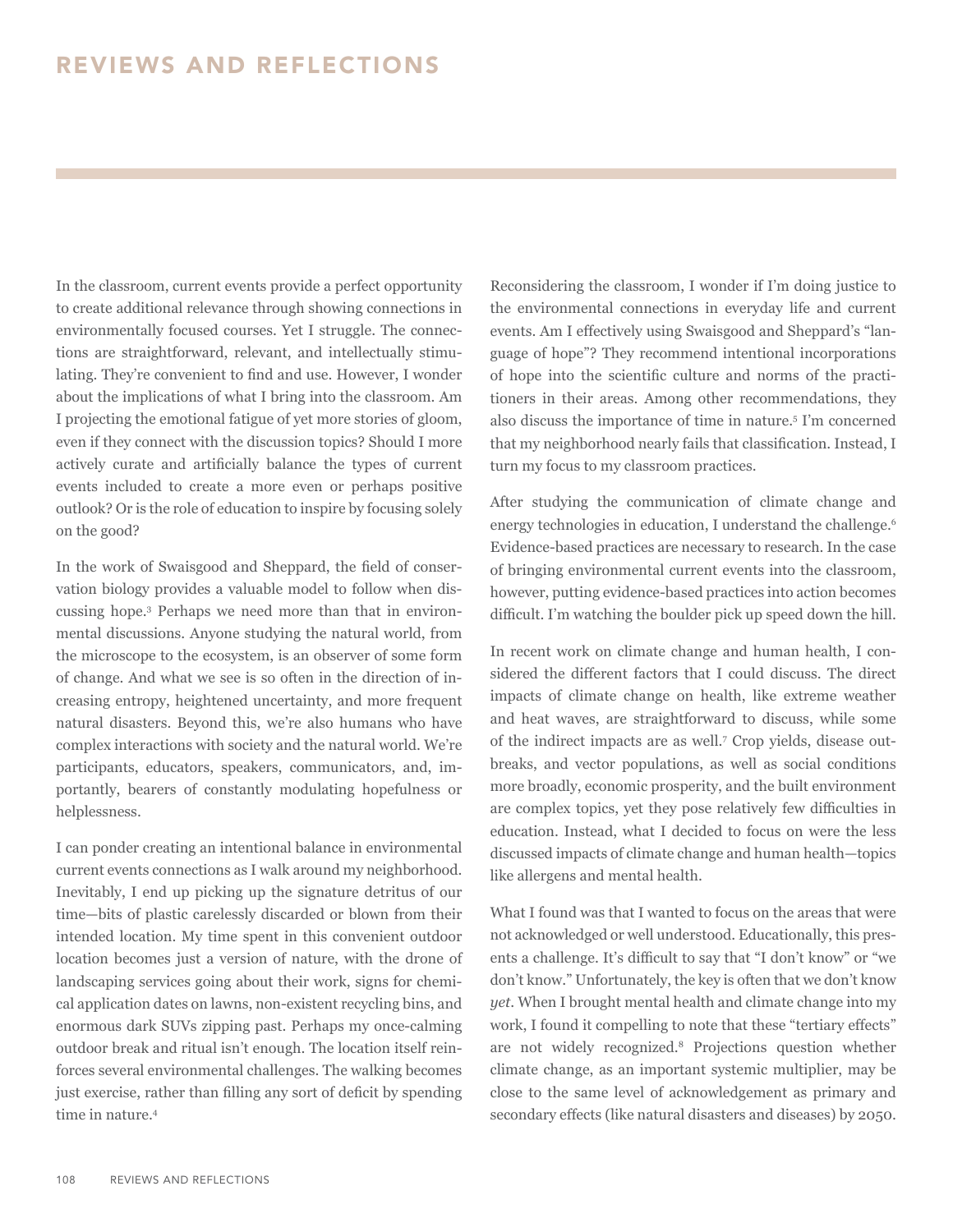In the classroom, current events provide a perfect opportunity to create additional relevance through showing connections in environmentally focused courses. Yet I struggle. The connections are straightforward, relevant, and intellectually stimulating. They're convenient to find and use. However, I wonder about the implications of what I bring into the classroom. Am I projecting the emotional fatigue of yet more stories of gloom, even if they connect with the discussion topics? Should I more actively curate and artificially balance the types of current events included to create a more even or perhaps positive outlook? Or is the role of education to inspire by focusing solely on the good?

In the work of Swaisgood and Sheppard, the field of conservation biology provides a valuable model to follow when discussing hope.[3] Perhaps we need more than that in environmental discussions. Anyone studying the natural world, from the microscope to the ecosystem, is an observer of some form of change. And what we see is so often in the direction of increasing entropy, heightened uncertainty, and more frequent natural disasters. Beyond this, we're also humans who have complex interactions with society and the natural world. We're participants, educators, speakers, communicators, and, importantly, bearers of constantly modulating hopefulness or helplessness.

I can ponder creating an intentional balance in environmental current events connections as I walk around my neighborhood. Inevitably, I end up picking up the signature detritus of our time—bits of plastic carelessly discarded or blown from their intended location. My time spent in this convenient outdoor location becomes just a version of nature, with the drone of landscaping services going about their work, signs for chemical application dates on lawns, non-existent recycling bins, and enormous dark SUVs zipping past. Perhaps my once-calming outdoor break and ritual isn't enough. The location itself reinforces several environmental challenges. The walking becomes just exercise, rather than filling any sort of deficit by spending time in nature.[4]

Reconsidering the classroom, I wonder if I'm doing justice to the environmental connections in everyday life and current events. Am I effectively using Swaisgood and Sheppard's "language of hope"? They recommend intentional incorporations of hope into the scientific culture and norms of the practitioners in their areas. Among other recommendations, they also discuss the importance of time in nature.[5] I'm concerned that my neighborhood nearly fails that classification. Instead, I turn my focus to my classroom practices.

After studying the communication of climate change and energy technologies in education, I understand the challenge.[6] Evidence-based practices are necessary to research. In the case of bringing environmental current events into the classroom, however, putting evidence-based practices into action becomes difficult. I'm watching the boulder pick up speed down the hill.

In recent work on climate change and human health, I considered the different factors that I could discuss. The direct impacts of climate change on health, like extreme weather and heat waves, are straightforward to discuss, while some of the indirect impacts are as well.[7] Crop yields, disease outbreaks, and vector populations, as well as social conditions more broadly, economic prosperity, and the built environment are complex topics, yet they pose relatively few difficulties in education. Instead, what I decided to focus on were the less discussed impacts of climate change and human health—topics like allergens and mental health.

What I found was that I wanted to focus on the areas that were not acknowledged or well understood. Educationally, this presents a challenge. It's difficult to say that "I don't know" or "we don't know." Unfortunately, the key is often that we don't know *yet*. When I brought mental health and climate change into my work, I found it compelling to note that these "tertiary effects" are not widely recognized.[8] Projections question whether climate change, as an important systemic multiplier, may be close to the same level of acknowledgement as primary and secondary effects (like natural disasters and diseases) by 2050.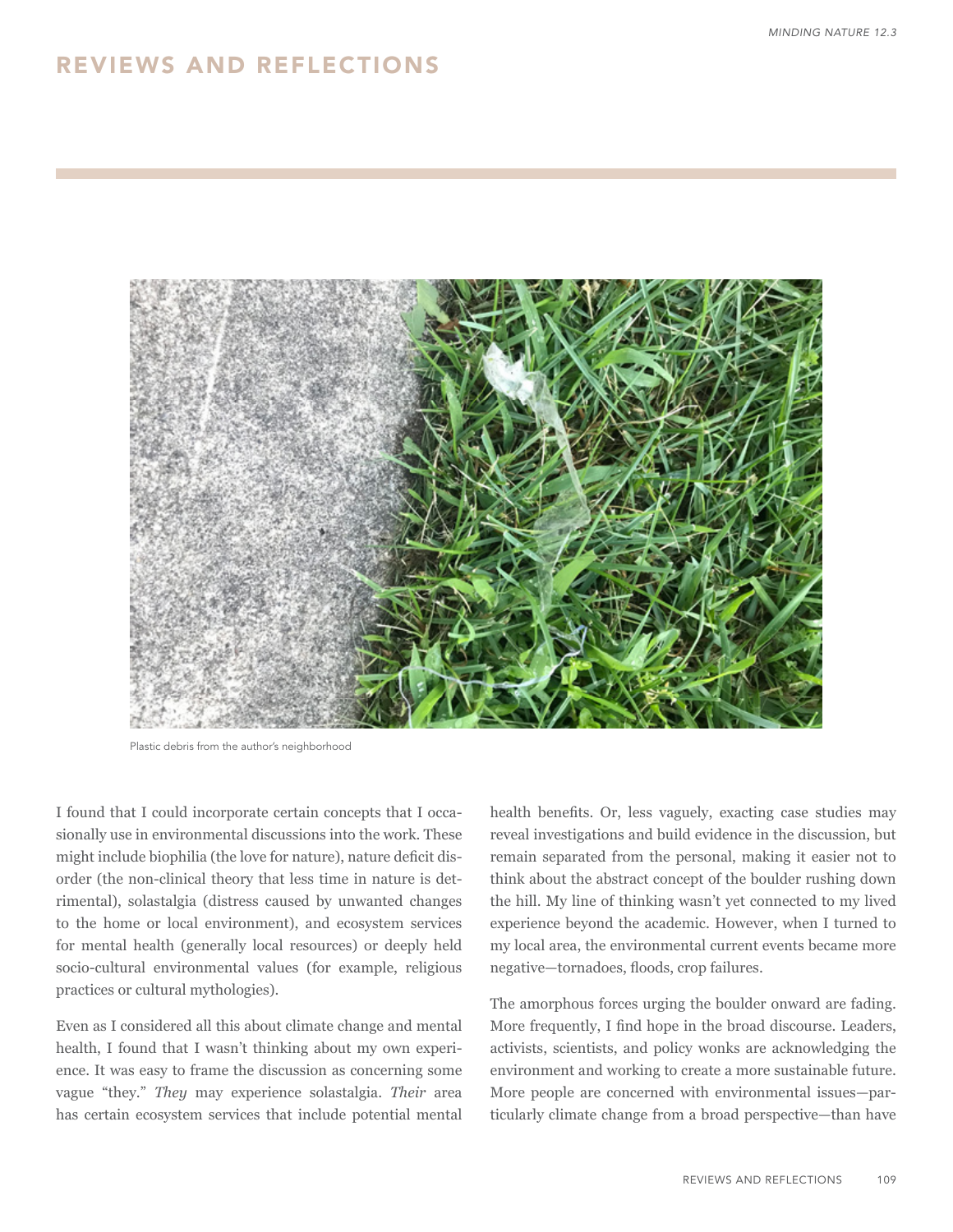Plastic debris from the author's neighborhood

I found that I could incorporate certain concepts that I occasionally use in environmental discussions into the work. These might include biophilia (the love for nature), nature deficit disorder (the non-clinical theory that less time in nature is detrimental), solastalgia (distress caused by unwanted changes to the home or local environment), and ecosystem services for mental health (generally local resources) or deeply held socio-cultural environmental values (for example, religious practices or cultural mythologies).

Even as I considered all this about climate change and mental health, I found that I wasn't thinking about my own experience. It was easy to frame the discussion as concerning some vague "they." *They* may experience solastalgia. *Their* area has certain ecosystem services that include potential mental health benefits. Or, less vaguely, exacting case studies may reveal investigations and build evidence in the discussion, but remain separated from the personal, making it easier not to think about the abstract concept of the boulder rushing down the hill. My line of thinking wasn't yet connected to my lived experience beyond the academic. However, when I turned to my local area, the environmental current events became more negative—tornadoes, floods, crop failures.

The amorphous forces urging the boulder onward are fading. More frequently, I find hope in the broad discourse. Leaders, activists, scientists, and policy wonks are acknowledging the environment and working to create a more sustainable future. More people are concerned with environmental issues—particularly climate change from a broad perspective—than have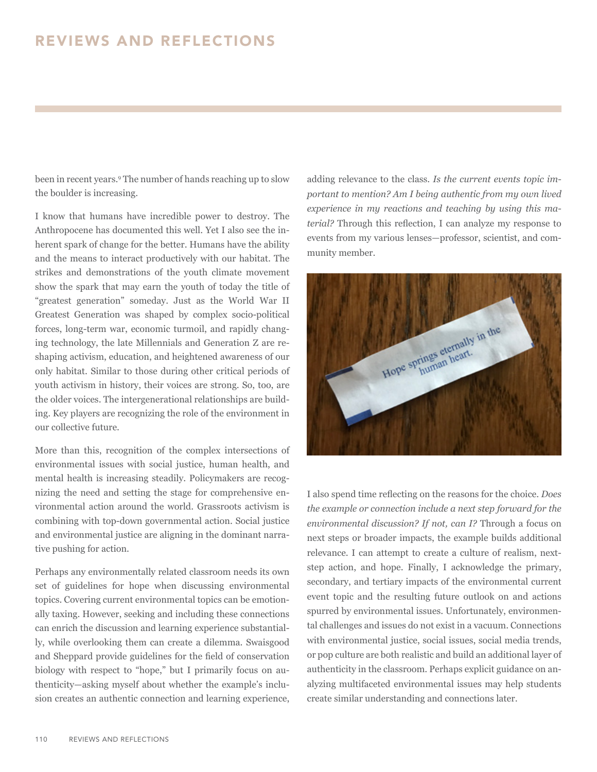been in recent years.[9] The number of hands reaching up to slow the boulder is increasing.

I know that humans have incredible power to destroy. The Anthropocene has documented this well. Yet I also see the inherent spark of change for the better. Humans have the ability and the means to interact productively with our habitat. The strikes and demonstrations of the youth climate movement show the spark that may earn the youth of today the title of "greatest generation" someday. Just as the World War II Greatest Generation was shaped by complex socio-political forces, long-term war, economic turmoil, and rapidly changing technology, the late Millennials and Generation Z are reshaping activism, education, and heightened awareness of our only habitat. Similar to those during other critical periods of youth activism in history, their voices are strong. So, too, are the older voices. The intergenerational relationships are building. Key players are recognizing the role of the environment in our collective future.

More than this, recognition of the complex intersections of environmental issues with social justice, human health, and mental health is increasing steadily. Policymakers are recognizing the need and setting the stage for comprehensive environmental action around the world. Grassroots activism is combining with top-down governmental action. Social justice and environmental justice are aligning in the dominant narrative pushing for action.

Perhaps any environmentally related classroom needs its own set of guidelines for hope when discussing environmental topics. Covering current environmental topics can be emotionally taxing. However, seeking and including these connections can enrich the discussion and learning experience substantially, while overlooking them can create a dilemma. Swaisgood and Sheppard provide guidelines for the field of conservation biology with respect to "hope," but I primarily focus on authenticity—asking myself about whether the example's inclusion creates an authentic connection and learning experience, adding relevance to the class. *Is the current events topic important to mention? Am I being authentic from my own lived experience in my reactions and teaching by using this material?* Through this reflection, I can analyze my response to events from my various lenses—professor, scientist, and community member.

I also spend time reflecting on the reasons for the choice. *Does the example or connection include a next step forward for the environmental discussion? If not, can I?* Through a focus on next steps or broader impacts, the example builds additional relevance. I can attempt to create a culture of realism, next-step action, and hope. Finally, I acknowledge the primary, secondary, and tertiary impacts of the environmental current event topic and the resulting future outlook on and actions spurred by environmental issues. Unfortunately, environmental challenges and issues do not exist in a vacuum. Connections with environmental justice, social issues, social media trends, or pop culture are both realistic and build an additional layer of authenticity in the classroom. Perhaps explicit guidance on analyzing multifaceted environmental issues may help students create similar understanding and connections later.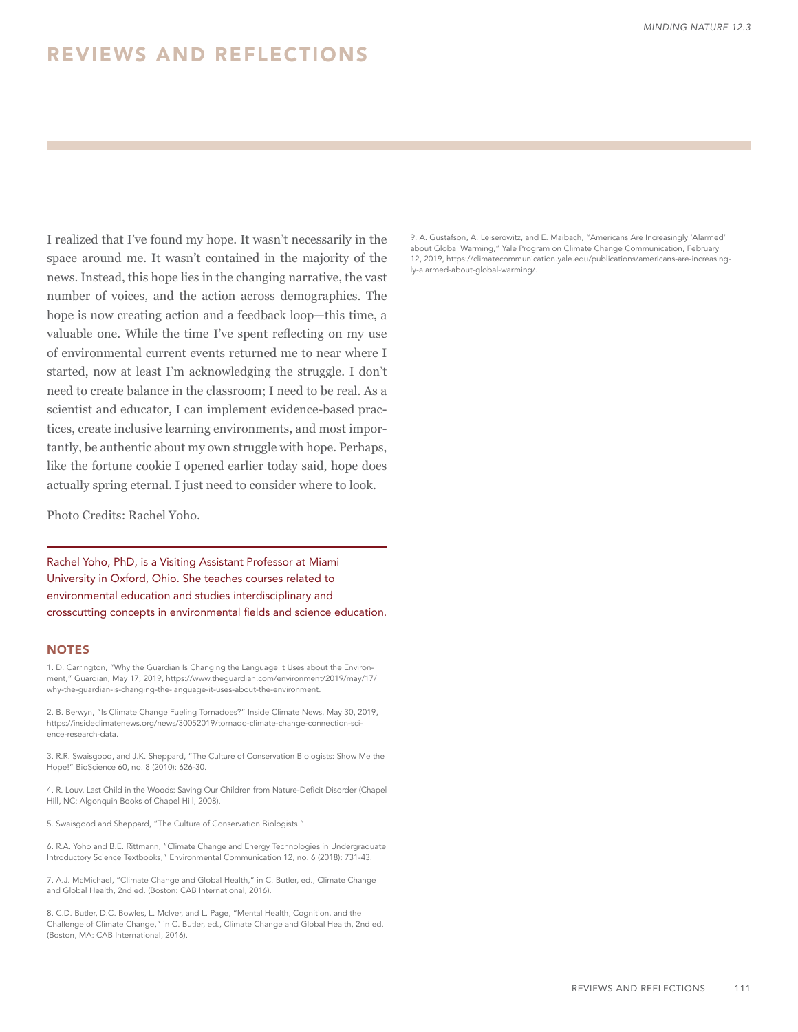I realized that I've found my hope. It wasn't necessarily in the space around me. It wasn't contained in the majority of the news. Instead, this hope lies in the changing narrative, the vast number of voices, and the action across demographics. The hope is now creating action and a feedback loop—this time, a valuable one. While the time I've spent reflecting on my use of environmental current events returned me to near where I started, now at least I'm acknowledging the struggle. I don't need to create balance in the classroom; I need to be real. As a scientist and educator, I can implement evidence-based practices, create inclusive learning environments, and most importantly, be authentic about my own struggle with hope. Perhaps, like the fortune cookie I opened earlier today said, hope does actually spring eternal. I just need to consider where to look.

Photo Credits: Rachel Yoho.

Rachel Yoho, PhD, is a Visiting Assistant Professor at Miami University in Oxford, Ohio. She teaches courses related to environmental education and studies interdisciplinary and crosscutting concepts in environmental fields and science education.

## NOTES

1. D. Carrington, "Why the Guardian Is Changing the Language It Uses about the Environment," Guardian, May 17, 2019, https://www.theguardian.com/environment/2019/may/17/why-the-guardian-is-changing-the-language-it-uses-about-the-environment.

2. B. Berwyn, "Is Climate Change Fueling Tornadoes?" Inside Climate News, May 30, 2019, https://insideclimatenews.org/news/30052019/tornado-climate-change-connection-science-research-data.

3. R.R. Swaisgood, and J.K. Sheppard, "The Culture of Conservation Biologists: Show Me the Hope!" BioScience 60, no. 8 (2010): 626-30.

4. R. Louv, Last Child in the Woods: Saving Our Children from Nature-Deficit Disorder (Chapel Hill, NC: Algonquin Books of Chapel Hill, 2008).

5. Swaisgood and Sheppard, "The Culture of Conservation Biologists."

6. R.A. Yoho and B.E. Rittmann, "Climate Change and Energy Technologies in Undergraduate Introductory Science Textbooks," Environmental Communication 12, no. 6 (2018): 731-43.

7. A.J. McMichael, "Climate Change and Global Health," in C. Butler, ed., Climate Change and Global Health, 2nd ed. (Boston: CAB International, 2016).

8. C.D. Butler, D.C. Bowles, L. McIver, and L. Page, "Mental Health, Cognition, and the Challenge of Climate Change," in C. Butler, ed., Climate Change and Global Health, 2nd ed. (Boston, MA: CAB International, 2016).

9. A. Gustafson, A. Leiserowitz, and E. Maibach, "Americans Are Increasingly 'Alarmed' about Global Warming," Yale Program on Climate Change Communication, February 12, 2019, https://climatecommunication.yale.edu/publications/americans-are-increasingly-alarmed-about-global-warming/.